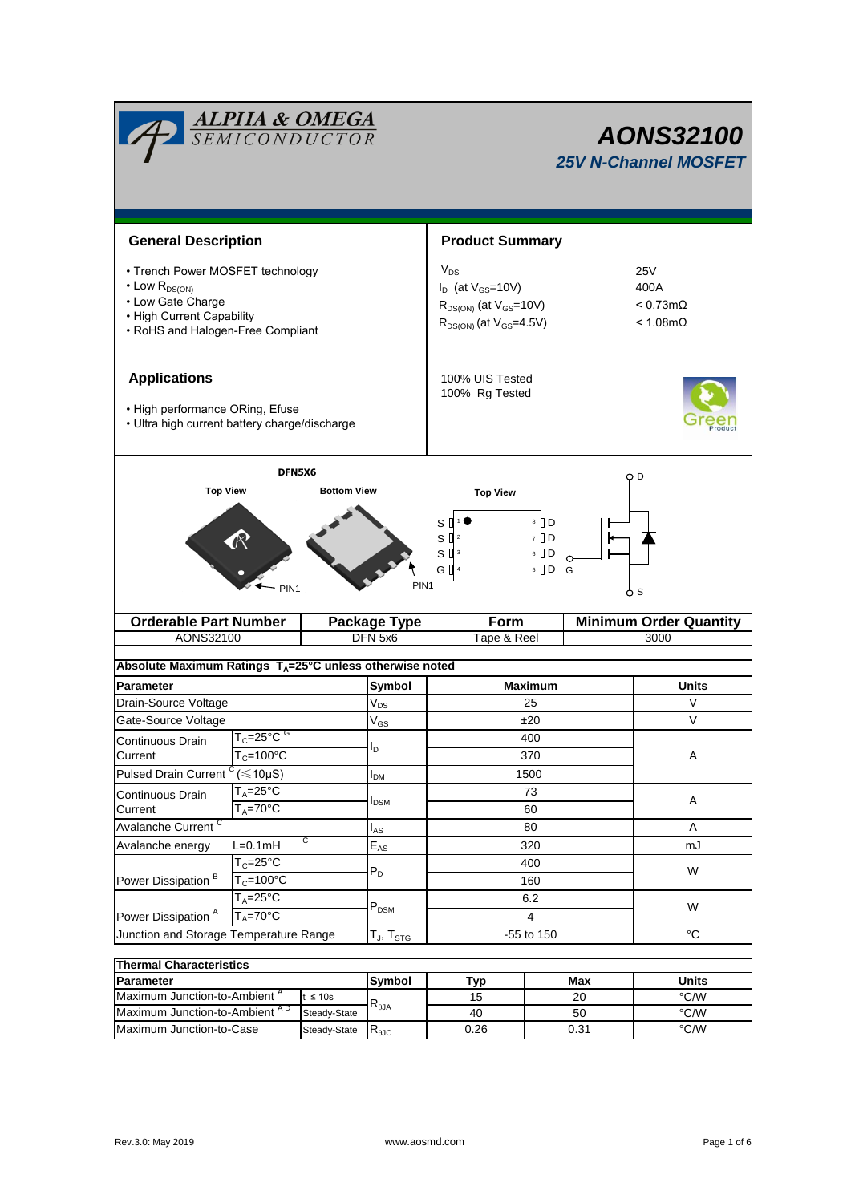# ALPHA & OMEGA SEMICONDUCTOR

# AONS32100

## 25V N-Channel MOSFET

## General Description

- Trench Power MOSFET technology
- Low $R_{DS(ON)}$
- Low Gate Charge
- High Current Capability
- RoHS and Halogen-Free Compliant

## Product Summary

| | |
|---|---|
| $V_{DS}$ | 25V |
| $I_D$ (at $V_{GS}$=10V) | 400A |
| $R_{DS(ON)}$ (at $V_{GS}$=10V) | < 0.73mΩ |
| $R_{DS(ON)}$ (at $V_{GS}$=4.5V) | < 1.08mΩ |

100% UIS Tested
100% Rg Tested

## Applications

- High performance ORing, Efuse
- Ultra high current battery charge/discharge

DFN5X6

Top View | Bottom View | Top View

PIN1 | PIN1

S 1, S 2, S 3, G 4 | 8 D, 7 D, 6 D, 5 D

D, G, S

| Orderable Part Number | Package Type | Form | Minimum Order Quantity |
|---|---|---|---|
| AONS32100 | DFN 5x6 | Tape & Reel | 3000 |

**Absolute Maximum Ratings $T_A$=25°C unless otherwise noted**

| Parameter | | Symbol | Maximum | Units |
|---|---|---|---|---|
| Drain-Source Voltage | | $V_{DS}$ | 25 | V |
| Gate-Source Voltage | | $V_{GS}$ | ±20 | V |
| Continuous Drain Current | $T_C$=25°C [G] | $I_D$ | 400 | A |
| | $T_C$=100°C | | 370 | |
| Pulsed Drain Current [C] (≤10μS) | | $I_{DM}$ | 1500 | |
| Continuous Drain Current | $T_A$=25°C | $I_{DSM}$ | 73 | A |
| | $T_A$=70°C | | 60 | |
| Avalanche Current [C] | | $I_{AS}$ | 80 | A |
| Avalanche energy | L=0.1mH [C] | $E_{AS}$ | 320 | mJ |
| Power Dissipation [B] | $T_C$=25°C | $P_D$ | 400 | W |
| | $T_C$=100°C | | 160 | |
| Power Dissipation [A] | $T_A$=25°C | $P_{DSM}$ | 6.2 | W |
| | $T_A$=70°C | | 4 | |
| Junction and Storage Temperature Range | | $T_J$, $T_{STG}$ | -55 to 150 | °C |

**Thermal Characteristics**

| Parameter | | Symbol | Typ | Max | Units |
|---|---|---|---|---|---|
| Maximum Junction-to-Ambient [A] | t ≤ 10s | $R_{\theta JA}$ | 15 | 20 | °C/W |
| Maximum Junction-to-Ambient [A D] | Steady-State | | 40 | 50 | °C/W |
| Maximum Junction-to-Case | Steady-State | $R_{\theta JC}$ | 0.26 | 0.31 | °C/W |

Rev.3.0: May 2019 www.aosmd.com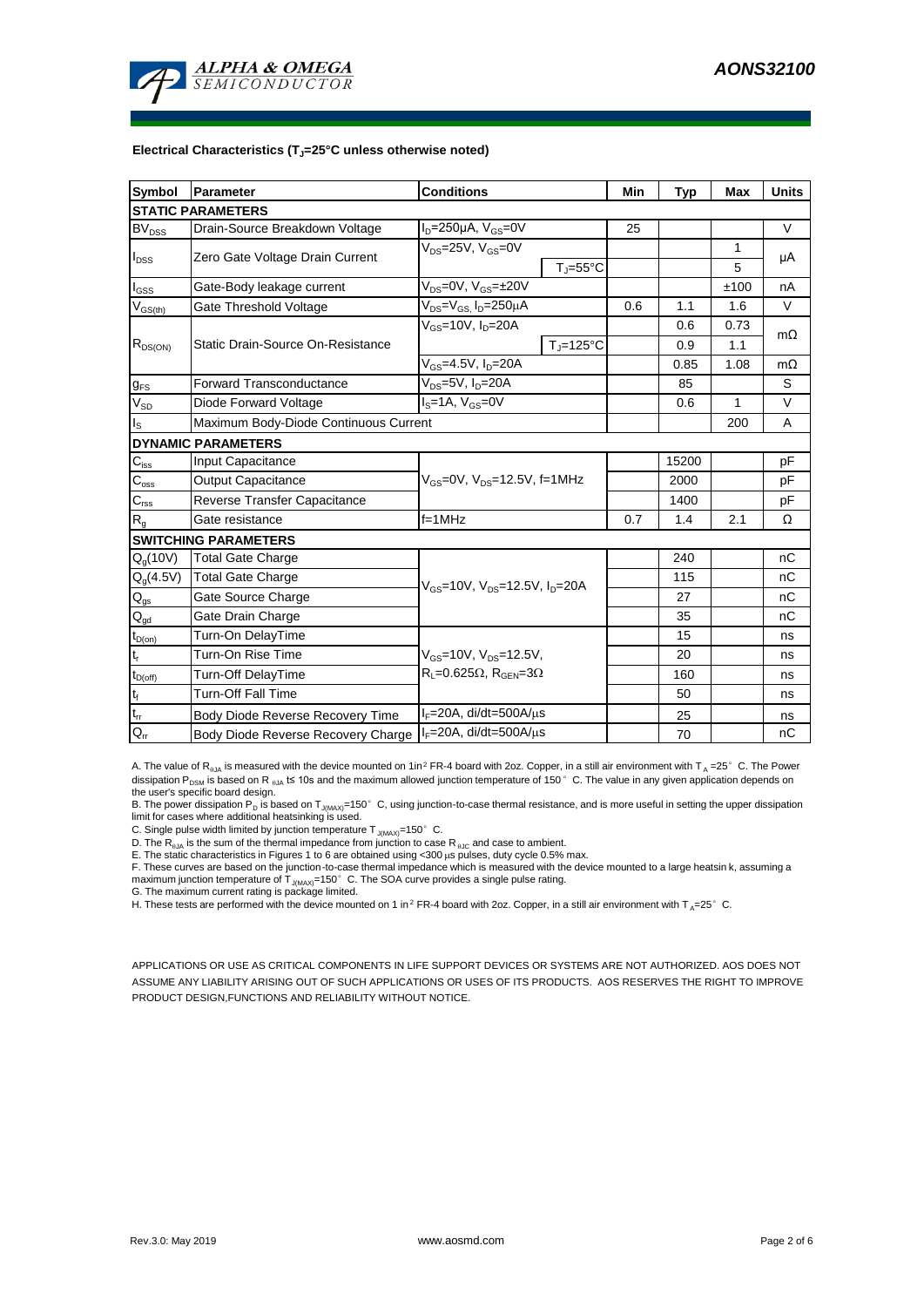### Electrical Characteristics ($T_J$=25°C unless otherwise noted)

| Symbol | Parameter | Conditions | | Min | Typ | Max | Units |
|---|---|---|---|---|---|---|---|
| **STATIC PARAMETERS** | | | | | | | |
| $BV_{DSS}$ | Drain-Source Breakdown Voltage | $I_D$=250µA, $V_{GS}$=0V | | 25 | | | V |
| $I_{DSS}$ | Zero Gate Voltage Drain Current | $V_{DS}$=25V, $V_{GS}$=0V | | | | 1 | µA |
| | | | $T_J$=55°C | | | 5 | |
| $I_{GSS}$ | Gate-Body leakage current | $V_{DS}$=0V, $V_{GS}$=±20V | | | | ±100 | nA |
| $V_{GS(th)}$ | Gate Threshold Voltage | $V_{DS}$=$V_{GS}$, $I_D$=250µA | | 0.6 | 1.1 | 1.6 | V |
| $R_{DS(ON)}$ | Static Drain-Source On-Resistance | $V_{GS}$=10V, $I_D$=20A | | | 0.6 | 0.73 | mΩ |
| | | | $T_J$=125°C | | 0.9 | 1.1 | |
| | | $V_{GS}$=4.5V, $I_D$=20A | | | 0.85 | 1.08 | mΩ |
| $g_{FS}$ | Forward Transconductance | $V_{DS}$=5V, $I_D$=20A | | | 85 | | S |
| $V_{SD}$ | Diode Forward Voltage | $I_S$=1A, $V_{GS}$=0V | | | 0.6 | 1 | V |
| $I_S$ | Maximum Body-Diode Continuous Current | | | | | 200 | A |
| **DYNAMIC PARAMETERS** | | | | | | | |
| $C_{iss}$ | Input Capacitance | $V_{GS}$=0V, $V_{DS}$=12.5V, f=1MHz | | | 15200 | | pF |
| $C_{oss}$ | Output Capacitance | | | | 2000 | | pF |
| $C_{rss}$ | Reverse Transfer Capacitance | | | | 1400 | | pF |
| $R_g$ | Gate resistance | f=1MHz | | 0.7 | 1.4 | 2.1 | Ω |
| **SWITCHING PARAMETERS** | | | | | | | |
| $Q_g$(10V) | Total Gate Charge | $V_{GS}$=10V, $V_{DS}$=12.5V, $I_D$=20A | | | 240 | | nC |
| $Q_g$(4.5V) | Total Gate Charge | | | | 115 | | nC |
| $Q_{gs}$ | Gate Source Charge | | | | 27 | | nC |
| $Q_{gd}$ | Gate Drain Charge | | | | 35 | | nC |
| $t_{D(on)}$ | Turn-On DelayTime | $V_{GS}$=10V, $V_{DS}$=12.5V, $R_L$=0.625Ω, $R_{GEN}$=3Ω | | | 15 | | ns |
| $t_r$ | Turn-On Rise Time | | | | 20 | | ns |
| $t_{D(off)}$ | Turn-Off DelayTime | | | | 160 | | ns |
| $t_f$ | Turn-Off Fall Time | | | | 50 | | ns |
| $t_{rr}$ | Body Diode Reverse Recovery Time | $I_F$=20A, di/dt=500A/µs | | | 25 | | ns |
| $Q_{rr}$ | Body Diode Reverse Recovery Charge | $I_F$=20A, di/dt=500A/µs | | | 70 | | nC |

A. The value of $R_{\theta JA}$ is measured with the device mounted on 1in² FR-4 board with 2oz. Copper, in a still air environment with $T_A$ =25°C. The Power dissipation $P_{DSM}$ is based on $R_{\theta JA}$ t≤ 10s and the maximum allowed junction temperature of 150°C. The value in any given application depends on the user's specific board design.

B. The power dissipation $P_D$ is based on $T_{J(MAX)}$=150°C, using junction-to-case thermal resistance, and is more useful in setting the upper dissipation limit for cases where additional heatsinking is used.

C. Single pulse width limited by junction temperature $T_{J(MAX)}$=150°C.

D. The $R_{\theta JA}$ is the sum of the thermal impedance from junction to case $R_{\theta JC}$ and case to ambient.

E. The static characteristics in Figures 1 to 6 are obtained using <300 µs pulses, duty cycle 0.5% max.

F. These curves are based on the junction-to-case thermal impedance which is measured with the device mounted to a large heatsin k, assuming a maximum junction temperature of $T_{J(MAX)}$=150°C. The SOA curve provides a single pulse rating.

G. The maximum current rating is package limited.

H. These tests are performed with the device mounted on 1 in² FR-4 board with 2oz. Copper, in a still air environment with $T_A$=25°C.

APPLICATIONS OR USE AS CRITICAL COMPONENTS IN LIFE SUPPORT DEVICES OR SYSTEMS ARE NOT AUTHORIZED. AOS DOES NOT ASSUME ANY LIABILITY ARISING OUT OF SUCH APPLICATIONS OR USES OF ITS PRODUCTS. AOS RESERVES THE RIGHT TO IMPROVE PRODUCT DESIGN,FUNCTIONS AND RELIABILITY WITHOUT NOTICE.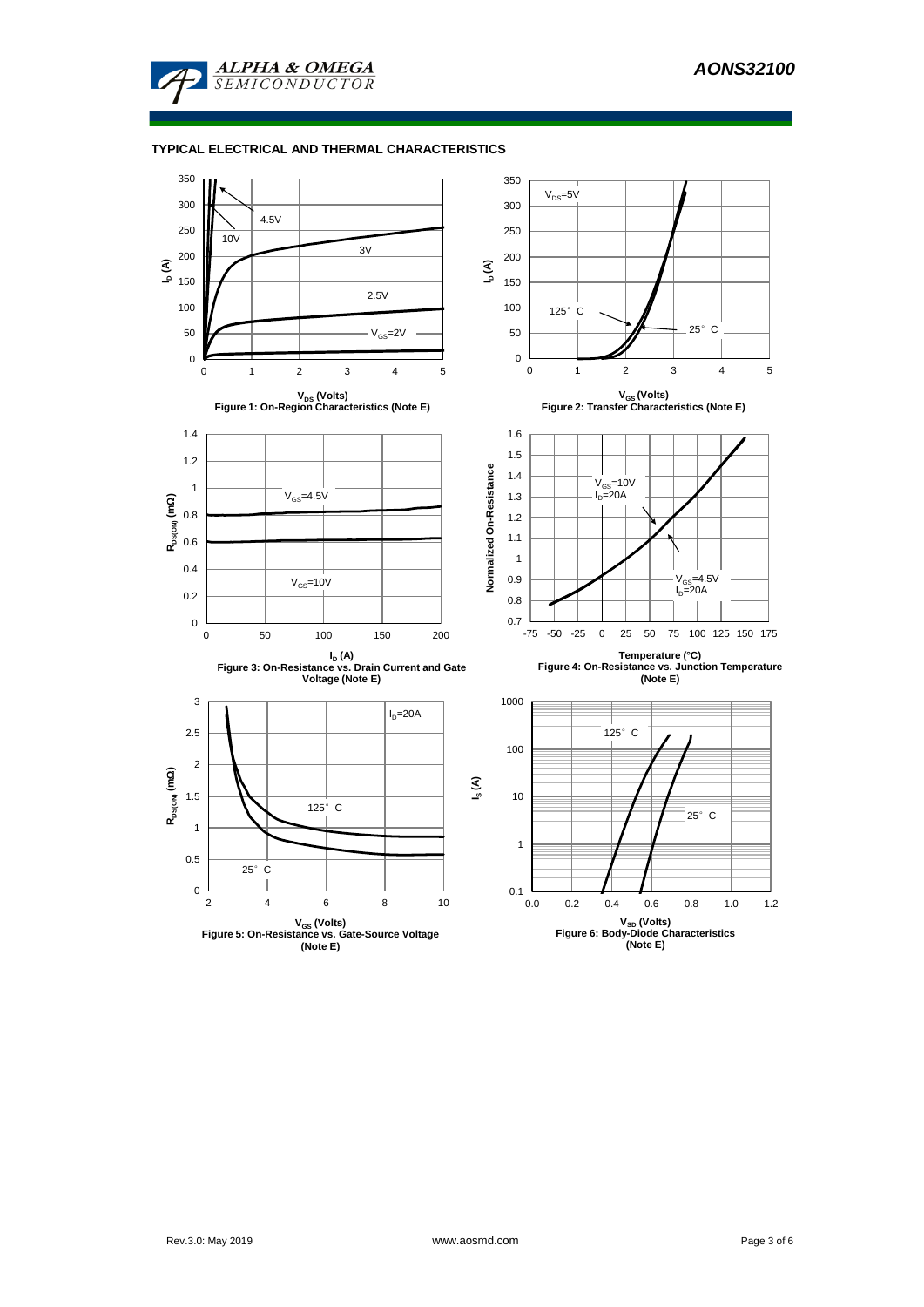## TYPICAL ELECTRICAL AND THERMAL CHARACTERISTICS

Figure 1: On-Region Characteristics (Note E)

Figure 2: Transfer Characteristics (Note E)

Figure 3: On-Resistance vs. Drain Current and Gate Voltage (Note E)

Figure 4: On-Resistance vs. Junction Temperature (Note E)

Figure 5: On-Resistance vs. Gate-Source Voltage (Note E)

Figure 6: Body-Diode Characteristics (Note E)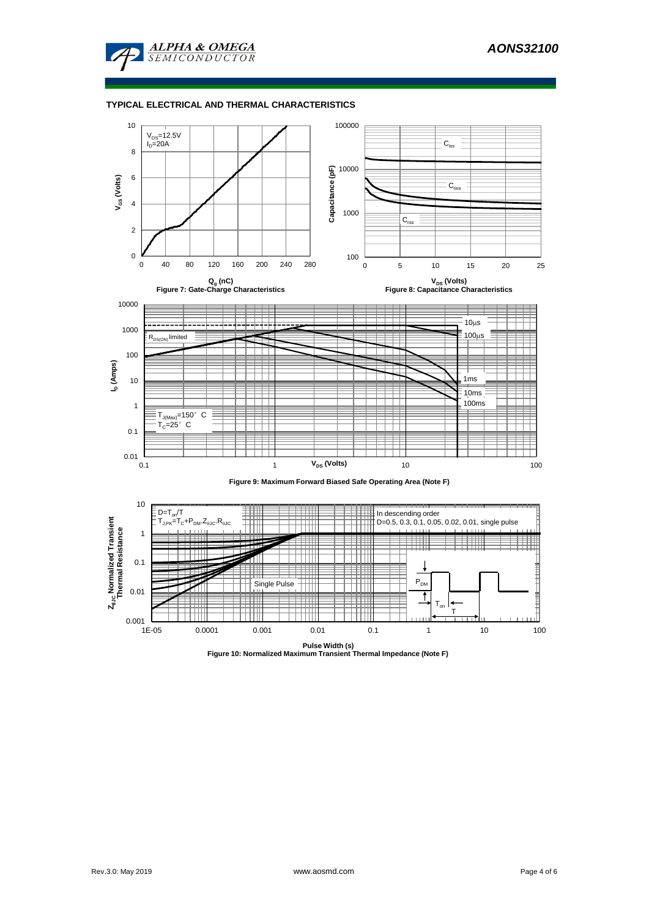## TYPICAL ELECTRICAL AND THERMAL CHARACTERISTICS

$V_{DS}$=12.5V
$I_D$=20A

$Q_g$ (nC)

Figure 7: Gate-Charge Characteristics

$C_{iss}$
$C_{oss}$
$C_{rss}$

$V_{DS}$ (Volts)

Figure 8: Capacitance Characteristics

$R_{DS(ON)}$ limited
10µs
100µs
1ms
10ms
100ms
$T_{J(Max)}$=150° C
$T_C$=25° C

Figure 9: Maximum Forward Biased Safe Operating Area (Note F)

$D=T_{on}/T$
$T_{J,PK}=T_C+P_{DM}.Z_{\theta JC}.R_{\theta JC}$

In descending order
D=0.5, 0.3, 0.1, 0.05, 0.02, 0.01, single pulse

Single Pulse

Pulse Width (s)

Figure 10: Normalized Maximum Transient Thermal Impedance (Note F)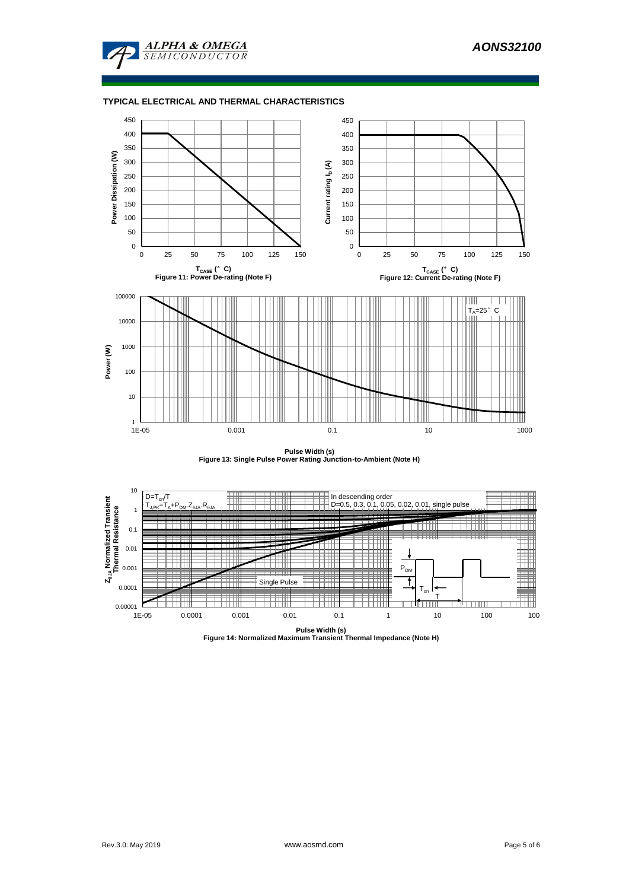## TYPICAL ELECTRICAL AND THERMAL CHARACTERISTICS

Figure 11: Power De-rating (Note F)

Figure 12: Current De-rating (Note F)

Figure 13: Single Pulse Power Rating Junction-to-Ambient (Note H)

Figure 14: Normalized Maximum Transient Thermal Impedance (Note H)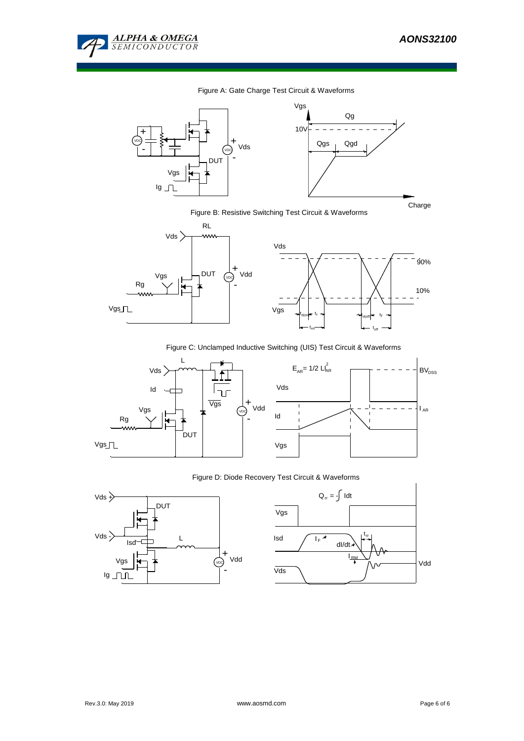Figure A: Gate Charge Test Circuit & Waveforms

VDC
+
-
Vgs
Ig
DUT
+
VDC
Vds
-
Vgs
Qg
10V
Qgs
Qgd
Charge

Figure B: Resistive Switching Test Circuit & Waveforms

RL
Vds
Vgs
Rg
DUT
+
VDC
Vdd
-
Vgs
Vds
90%
10%
Vgs
$t_{d(on)}$
$t_r$
$t_{on}$
$t_{d(off)}$
$t_f$
$t_{off}$

Figure C: Unclamped Inductive Switching (UIS) Test Circuit & Waveforms

L
Vds
Id
Vgs
Rg
Vgs
Vgs
DUT
+
VDC
Vdd
-
$E_{AR} = 1/2\ LI_{AR}^2$
$BV_{DSS}$
Vds
Id
$I_{AR}$
Vgs

Figure D: Diode Recovery Test Circuit & Waveforms

Vds +
DUT
Vds -
Isd
L
Vgs
Ig
+
VDC
Vdd
-
$Q_{rr} = -\int Idt$
Vgs
Isd
$I_F$
dI/dt
$t_{rr}$
$I_{RM}$
Vds
Vdd